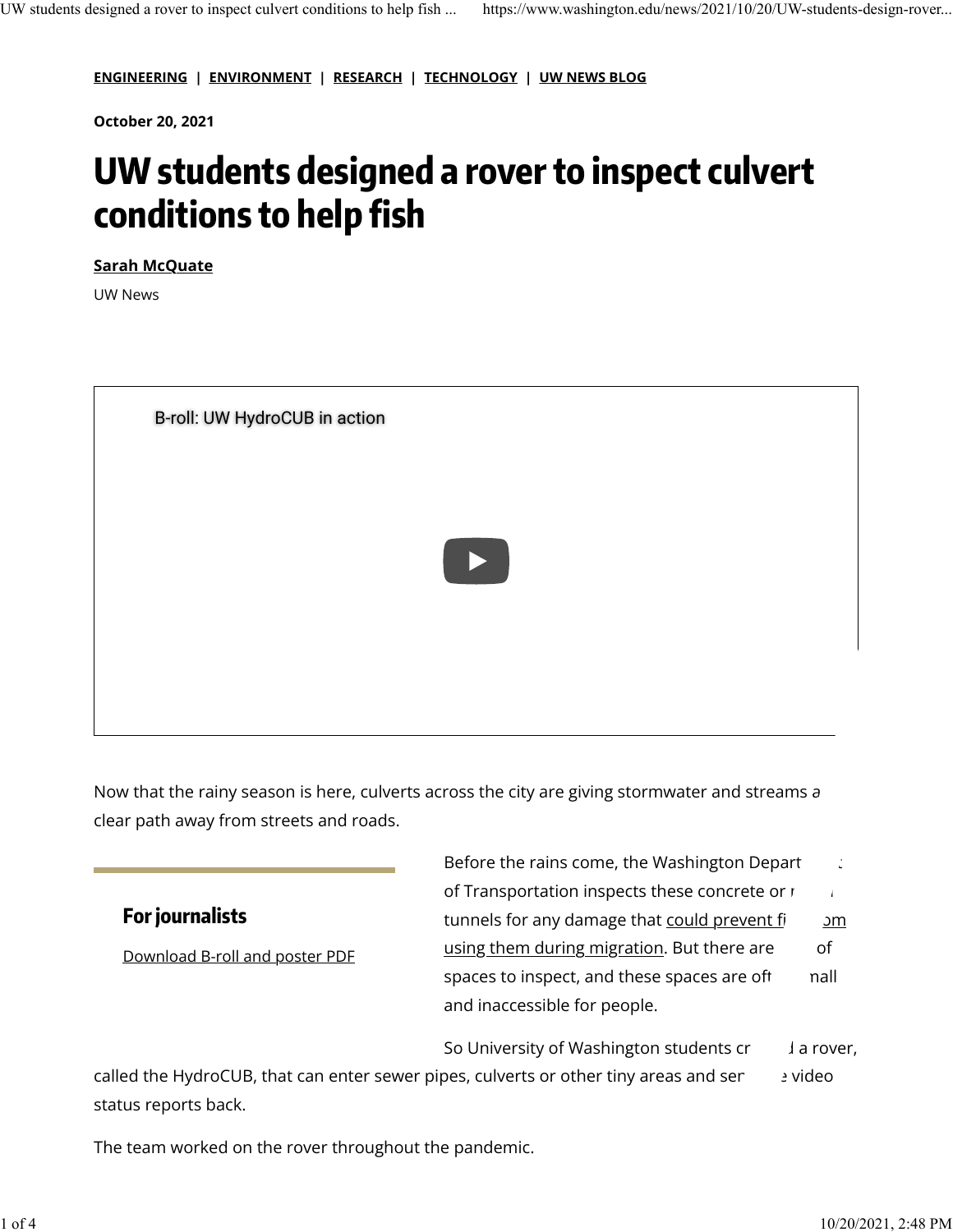ENGINEERING | ENVIRONMENT | RESEARCH | TECHNOLOGY | UW NEWS BLOG

**October 20, 2021**

# UW students designed a rover to inspect culvert conditions to help fish

**Sarah McQuate**

UW News

B-roll: UW HydroCUB in action

Now that the rainy season is here, culverts across the city are giving stormwater and streams a clear path away from streets and roads.

## For journalists

Download B-roll and poster PDF

Before the rains come, the Washington Department of Transportation inspects these concrete or metal tunnels for any damage that could prevent fish from using them during migration. But there are lots of spaces to inspect, and these spaces are often small and inaccessible for people.

So University of Washington students created a rover, called the HydroCUB, that can enter sewer pipes, culverts or other tiny areas and send live video status reports back.

The team worked on the rover throughout the pandemic.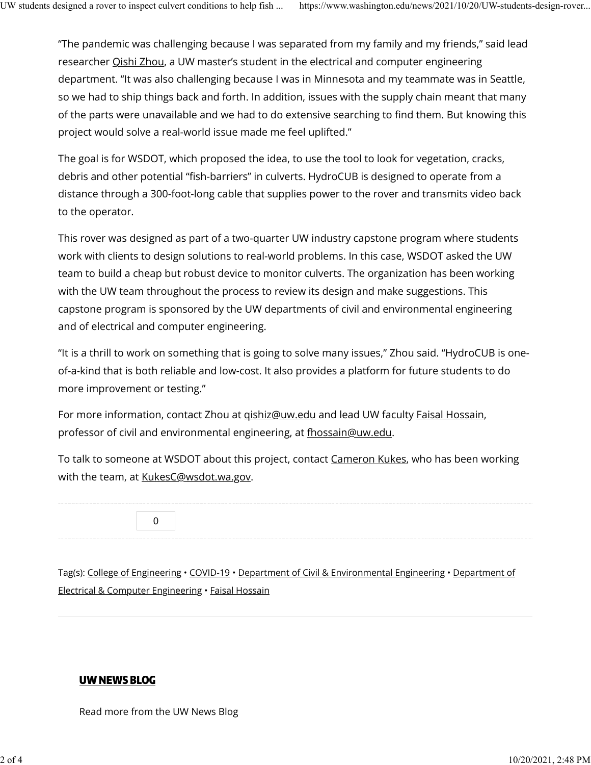"The pandemic was challenging because I was separated from my family and my friends," said lead researcher Qishi Zhou, a UW master's student in the electrical and computer engineering department. "It was also challenging because I was in Minnesota and my teammate was in Seattle, so we had to ship things back and forth. In addition, issues with the supply chain meant that many of the parts were unavailable and we had to do extensive searching to find them. But knowing this project would solve a real-world issue made me feel uplifted."

The goal is for WSDOT, which proposed the idea, to use the tool to look for vegetation, cracks, debris and other potential "fish-barriers" in culverts. HydroCUB is designed to operate from a distance through a 300-foot-long cable that supplies power to the rover and transmits video back to the operator.

This rover was designed as part of a two-quarter UW industry capstone program where students work with clients to design solutions to real-world problems. In this case, WSDOT asked the UW team to build a cheap but robust device to monitor culverts. The organization has been working with the UW team throughout the process to review its design and make suggestions. This capstone program is sponsored by the UW departments of civil and environmental engineering and of electrical and computer engineering.

"It is a thrill to work on something that is going to solve many issues," Zhou said. "HydroCUB is one-of-a-kind that is both reliable and low-cost. It also provides a platform for future students to do more improvement or testing."

For more information, contact Zhou at qishiz@uw.edu and lead UW faculty Faisal Hossain, professor of civil and environmental engineering, at fhossain@uw.edu.

To talk to someone at WSDOT about this project, contact Cameron Kukes, who has been working with the team, at KukesC@wsdot.wa.gov.

0

Tag(s): College of Engineering • COVID-19 • Department of Civil & Environmental Engineering • Department of Electrical & Computer Engineering • Faisal Hossain

## UW NEWS BLOG

Read more from the UW News Blog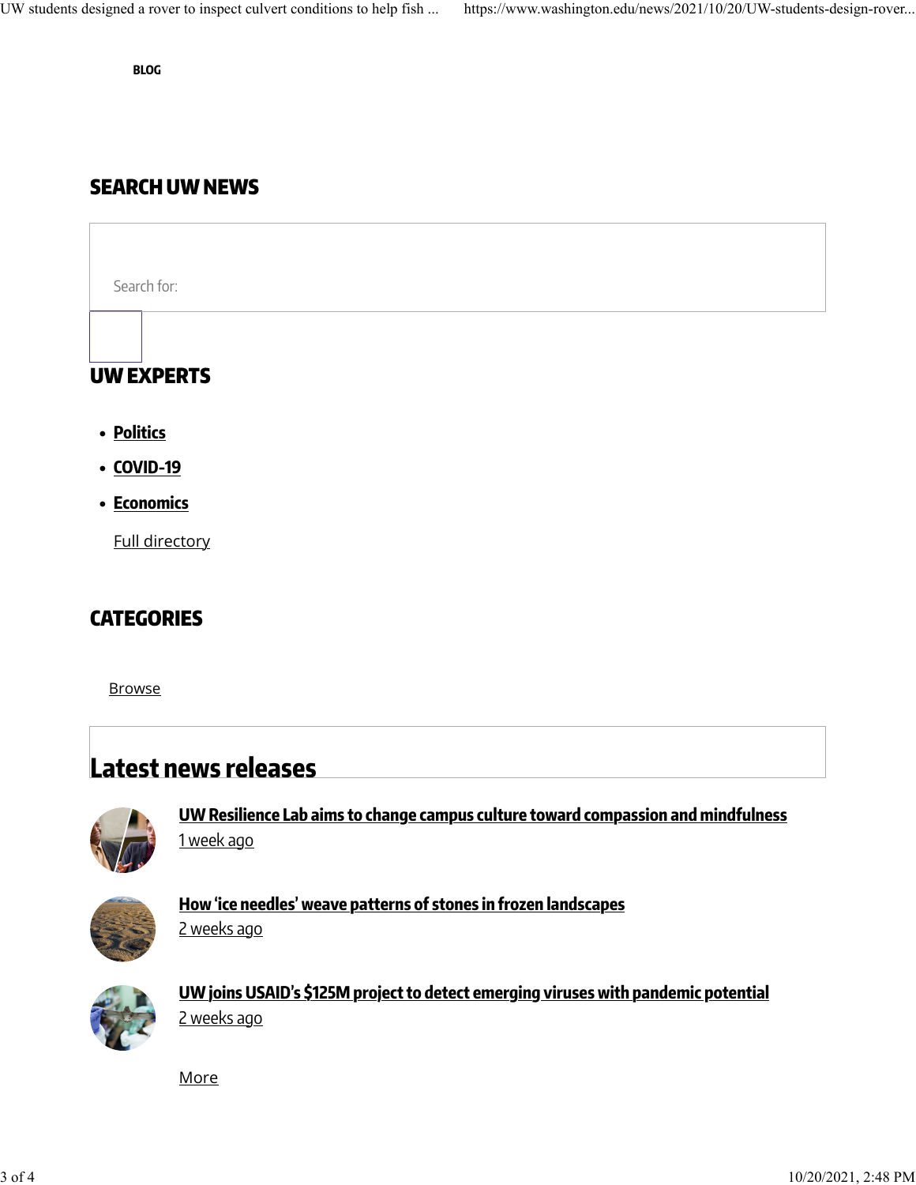BLOG

## SEARCH UW NEWS

Search for:

## UW EXPERTS

- **Politics**
- **COVID-19**
- **Economics**

Full directory

## CATEGORIES

Browse

## Latest news releases

**UW Resilience Lab aims to change campus culture toward compassion and mindfulness**
1 week ago

**How 'ice needles' weave patterns of stones in frozen landscapes**
2 weeks ago

**UW joins USAID's $125M project to detect emerging viruses with pandemic potential**
2 weeks ago

More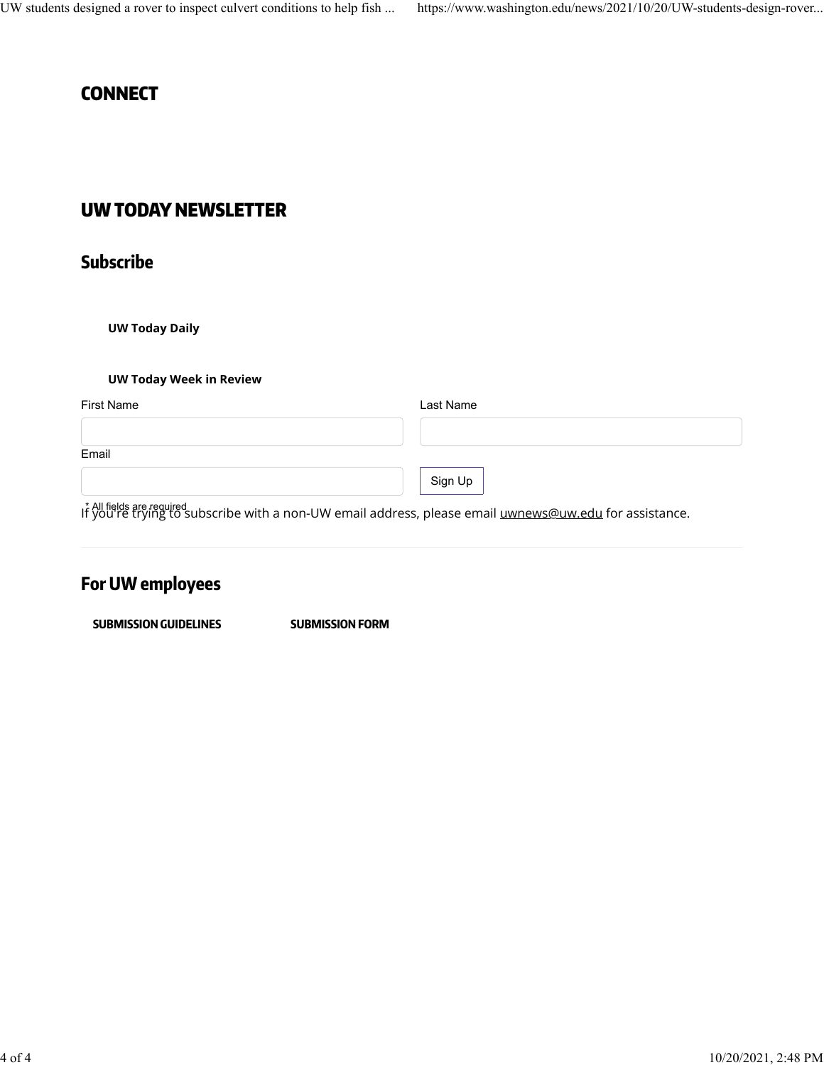## CONNECT

## UW TODAY NEWSLETTER

### Subscribe

**UW Today Daily**

**UW Today Week in Review**

First Name

Last Name

Email

Sign Up

* All fields are required

If you're trying to subscribe with a non-UW email address, please email uwnews@uw.edu for assistance.

---

## For UW employees

**SUBMISSION GUIDELINES** **SUBMISSION FORM**